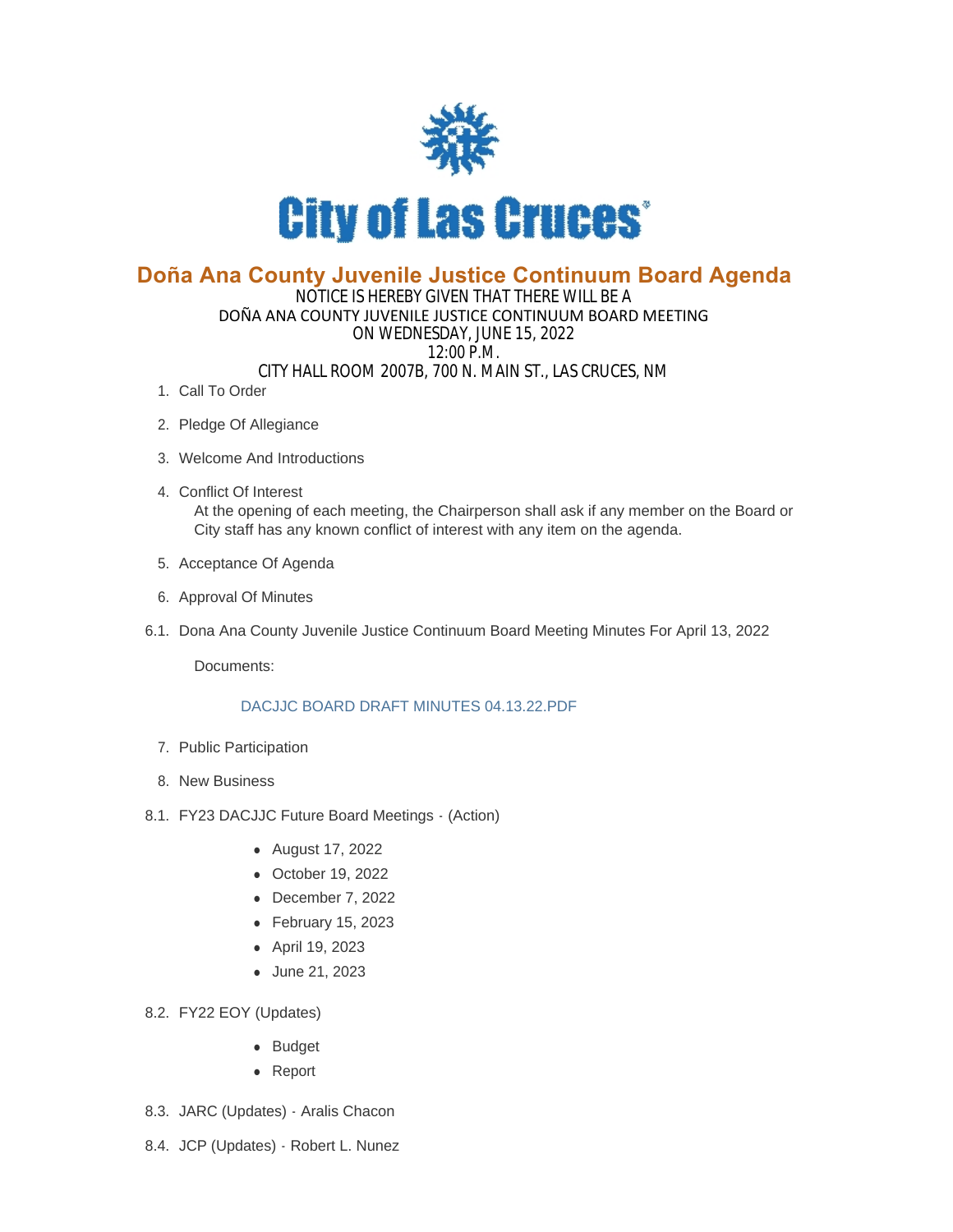# City of Las Cruces

## Doña Ana County Juvenile Justice Continuum Board Agenda

NOTICE IS HEREBY GIVEN THAT THERE WILL BE A
DOÑA ANA COUNTY JUVENILE JUSTICE CONTINUUM BOARD MEETING
ON WEDNESDAY, JUNE 15, 2022
12:00 P.M.
CITY HALL ROOM 2007B, 700 N. MAIN ST., LAS CRUCES, NM

1. Call To Order
2. Pledge Of Allegiance
3. Welcome And Introductions
4. Conflict Of Interest

   At the opening of each meeting, the Chairperson shall ask if any member on the Board or City staff has any known conflict of interest with any item on the agenda.
5. Acceptance Of Agenda
6. Approval Of Minutes

6.1. Dona Ana County Juvenile Justice Continuum Board Meeting Minutes For April 13, 2022

Documents:

DACJJC BOARD DRAFT MINUTES 04.13.22.PDF

7. Public Participation
8. New Business

8.1. FY23 DACJJC Future Board Meetings - (Action)

- August 17, 2022
- October 19, 2022
- December 7, 2022
- February 15, 2023
- April 19, 2023
- June 21, 2023

8.2. FY22 EOY (Updates)

- Budget
- Report

8.3. JARC (Updates) - Aralis Chacon

8.4. JCP (Updates) - Robert L. Nunez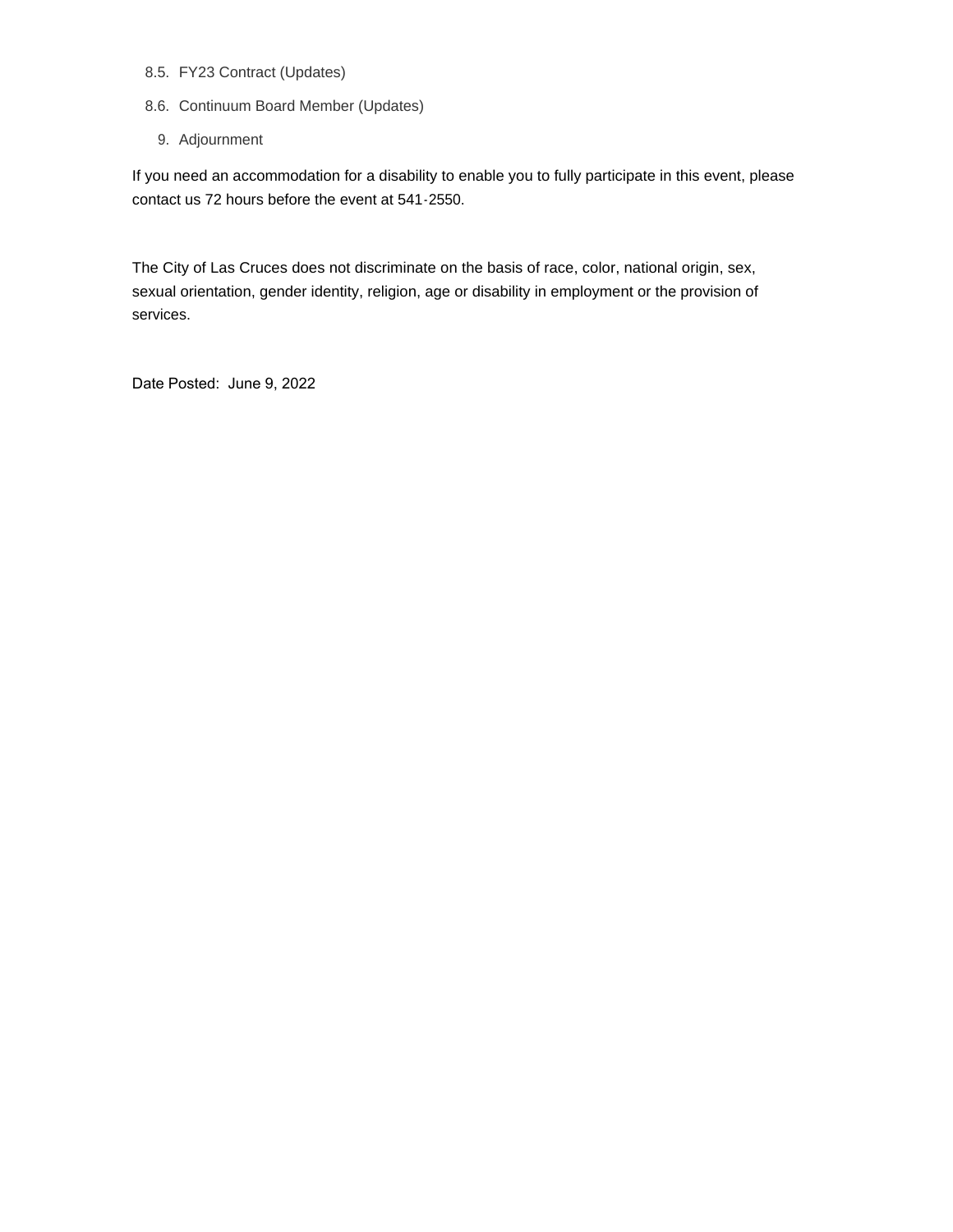8.5. FY23 Contract (Updates)

8.6. Continuum Board Member (Updates)

9. Adjournment

If you need an accommodation for a disability to enable you to fully participate in this event, please contact us 72 hours before the event at 541-2550.

The City of Las Cruces does not discriminate on the basis of race, color, national origin, sex, sexual orientation, gender identity, religion, age or disability in employment or the provision of services.

Date Posted: June 9, 2022